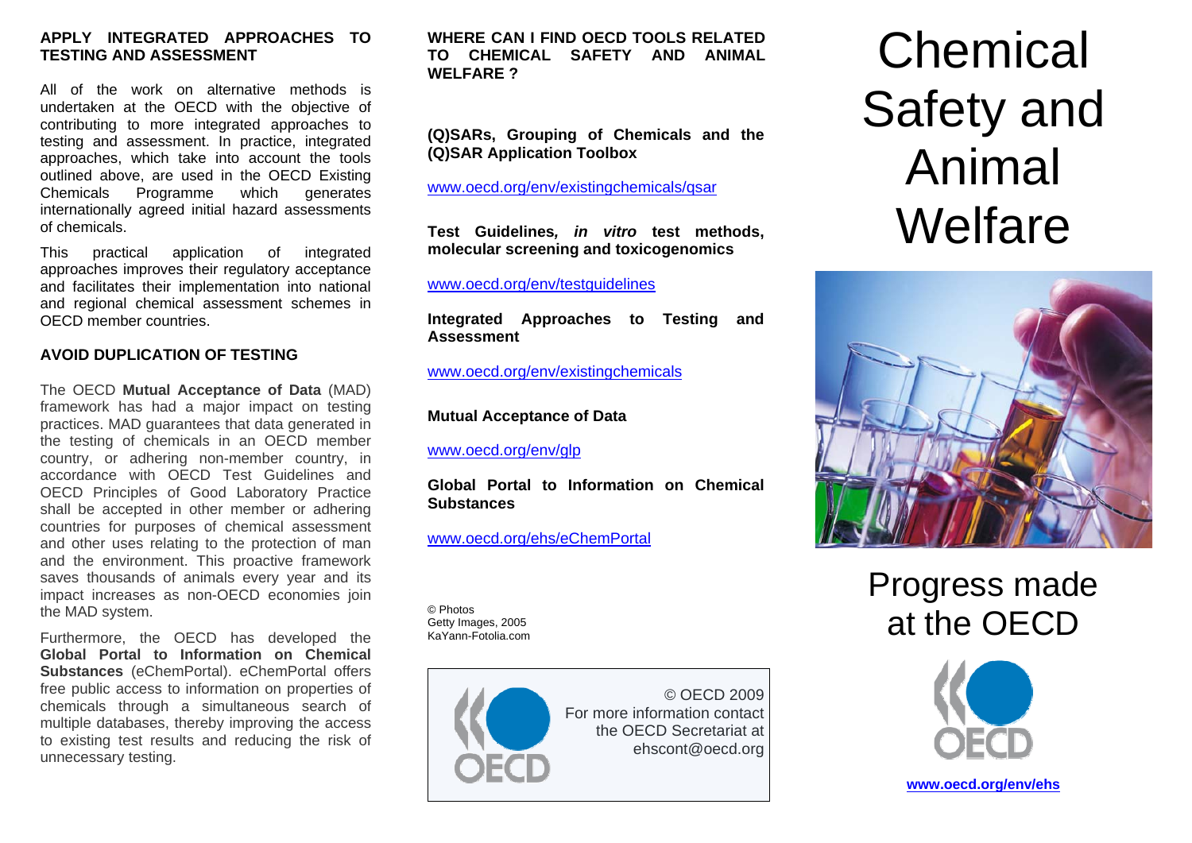## APPLY INTEGRATED APPROACHES TO TESTING AND ASSESSMENT

All of the work on alternative methods is undertaken at the OECD with the objective of contributing to more integrated approaches to testing and assessment. In practice, integrated approaches, which take into account the tools outlined above, are used in the OECD Existing Chemicals Programme which generates internationally agreed initial hazard assessments of chemicals.

This practical application of integrated approaches improves their regulatory acceptance and facilitates their implementation into national and regional chemical assessment schemes in OECD member countries.

## AVOID DUPLICATION OF TESTING

The OECD **Mutual Acceptance of Data** (MAD) framework has had a major impact on testing practices. MAD guarantees that data generated in the testing of chemicals in an OECD member country, or adhering non-member country, in accordance with OECD Test Guidelines and OECD Principles of Good Laboratory Practice shall be accepted in other member or adhering countries for purposes of chemical assessment and other uses relating to the protection of man and the environment. This proactive framework saves thousands of animals every year and its impact increases as non-OECD economies join the MAD system.

Furthermore, the OECD has developed the **Global Portal to Information on Chemical Substances** (eChemPortal). eChemPortal offers free public access to information on properties of chemicals through a simultaneous search of multiple databases, thereby improving the access to existing test results and reducing the risk of unnecessary testing.

## WHERE CAN I FIND OECD TOOLS RELATED TO CHEMICAL SAFETY AND ANIMAL WELFARE ?

**(Q)SARs, Grouping of Chemicals and the (Q)SAR Application Toolbox**

www.oecd.org/env/existingchemicals/qsar

**Test Guidelines, *in vitro* test methods, molecular screening and toxicogenomics**

www.oecd.org/env/testguidelines

**Integrated Approaches to Testing and Assessment**

www.oecd.org/env/existingchemicals

**Mutual Acceptance of Data**

www.oecd.org/env/glp

**Global Portal to Information on Chemical Substances**

www.oecd.org/ehs/eChemPortal

© Photos
Getty Images, 2005
KaYann-Fotolia.com

OECD

© OECD 2009
For more information contact the OECD Secretariat at ehscont@oecd.org

# Chemical Safety and Animal Welfare

## Progress made at the OECD

OECD

**www.oecd.org/env/ehs**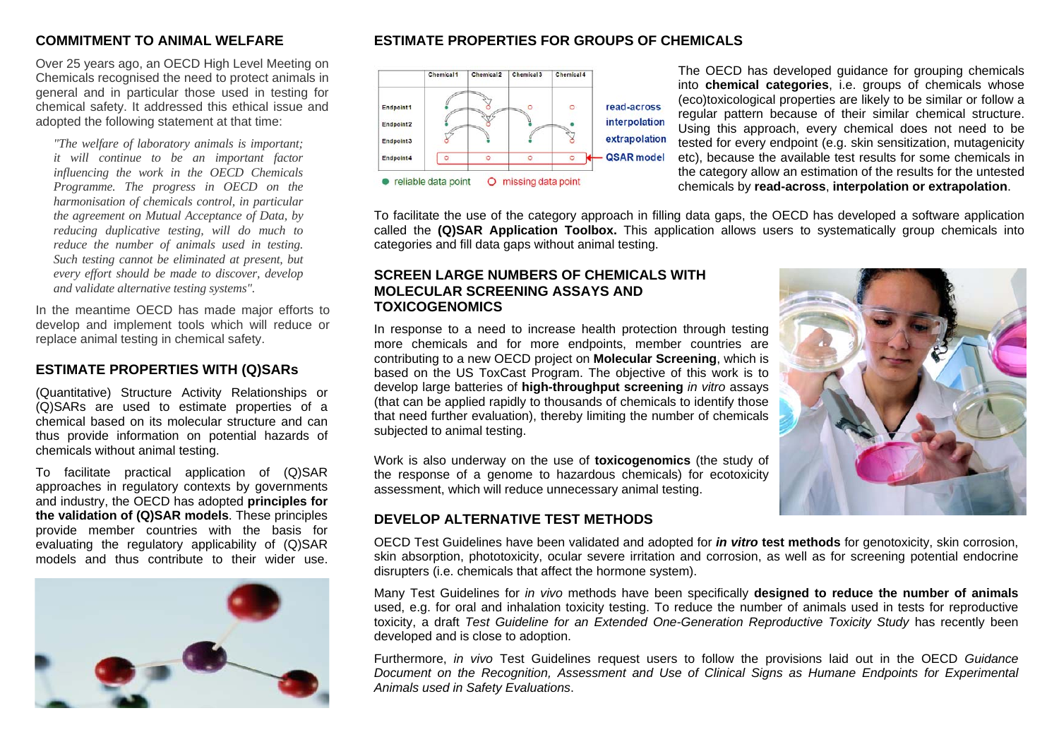## COMMITMENT TO ANIMAL WELFARE

Over 25 years ago, an OECD High Level Meeting on Chemicals recognised the need to protect animals in general and in particular those used in testing for chemical safety. It addressed this ethical issue and adopted the following statement at that time:

> *"The welfare of laboratory animals is important; it will continue to be an important factor influencing the work in the OECD Chemicals Programme. The progress in OECD on the harmonisation of chemicals control, in particular the agreement on Mutual Acceptance of Data, by reducing duplicative testing, will do much to reduce the number of animals used in testing. Such testing cannot be eliminated at present, but every effort should be made to discover, develop and validate alternative testing systems".*

In the meantime OECD has made major efforts to develop and implement tools which will reduce or replace animal testing in chemical safety.

## ESTIMATE PROPERTIES WITH (Q)SARs

(Quantitative) Structure Activity Relationships or (Q)SARs are used to estimate properties of a chemical based on its molecular structure and can thus provide information on potential hazards of chemicals without animal testing.

To facilitate practical application of (Q)SAR approaches in regulatory contexts by governments and industry, the OECD has adopted **principles for the validation of (Q)SAR models**. These principles provide member countries with the basis for evaluating the regulatory applicability of (Q)SAR models and thus contribute to their wider use.

## ESTIMATE PROPERTIES FOR GROUPS OF CHEMICALS

Chemical1
Chemical2
Chemical3
Chemical4
Endpoint1
Endpoint2
Endpoint3
Endpoint4
read-across
interpolation
extrapolation
QSAR model
reliable data point
missing data point

The OECD has developed guidance for grouping chemicals into **chemical categories**, i.e. groups of chemicals whose (eco)toxicological properties are likely to be similar or follow a regular pattern because of their similar chemical structure. Using this approach, every chemical does not need to be tested for every endpoint (e.g. skin sensitization, mutagenicity etc), because the available test results for some chemicals in the category allow an estimation of the results for the untested chemicals by **read-across**, **interpolation or extrapolation**.

To facilitate the use of the category approach in filling data gaps, the OECD has developed a software application called the **(Q)SAR Application Toolbox.** This application allows users to systematically group chemicals into categories and fill data gaps without animal testing.

## SCREEN LARGE NUMBERS OF CHEMICALS WITH MOLECULAR SCREENING ASSAYS AND TOXICOGENOMICS

In response to a need to increase health protection through testing more chemicals and for more endpoints, member countries are contributing to a new OECD project on **Molecular Screening**, which is based on the US ToxCast Program. The objective of this work is to develop large batteries of **high-throughput screening** *in vitro* assays (that can be applied rapidly to thousands of chemicals to identify those that need further evaluation), thereby limiting the number of chemicals subjected to animal testing.

Work is also underway on the use of **toxicogenomics** (the study of the response of a genome to hazardous chemicals) for ecotoxicity assessment, which will reduce unnecessary animal testing.

## DEVELOP ALTERNATIVE TEST METHODS

OECD Test Guidelines have been validated and adopted for ***in vitro* test methods** for genotoxicity, skin corrosion, skin absorption, phototoxicity, ocular severe irritation and corrosion, as well as for screening potential endocrine disrupters (i.e. chemicals that affect the hormone system).

Many Test Guidelines for *in vivo* methods have been specifically **designed to reduce the number of animals** used, e.g. for oral and inhalation toxicity testing. To reduce the number of animals used in tests for reproductive toxicity, a draft *Test Guideline for an Extended One-Generation Reproductive Toxicity Study* has recently been developed and is close to adoption.

Furthermore, *in vivo* Test Guidelines request users to follow the provisions laid out in the OECD *Guidance Document on the Recognition, Assessment and Use of Clinical Signs as Humane Endpoints for Experimental Animals used in Safety Evaluations*.